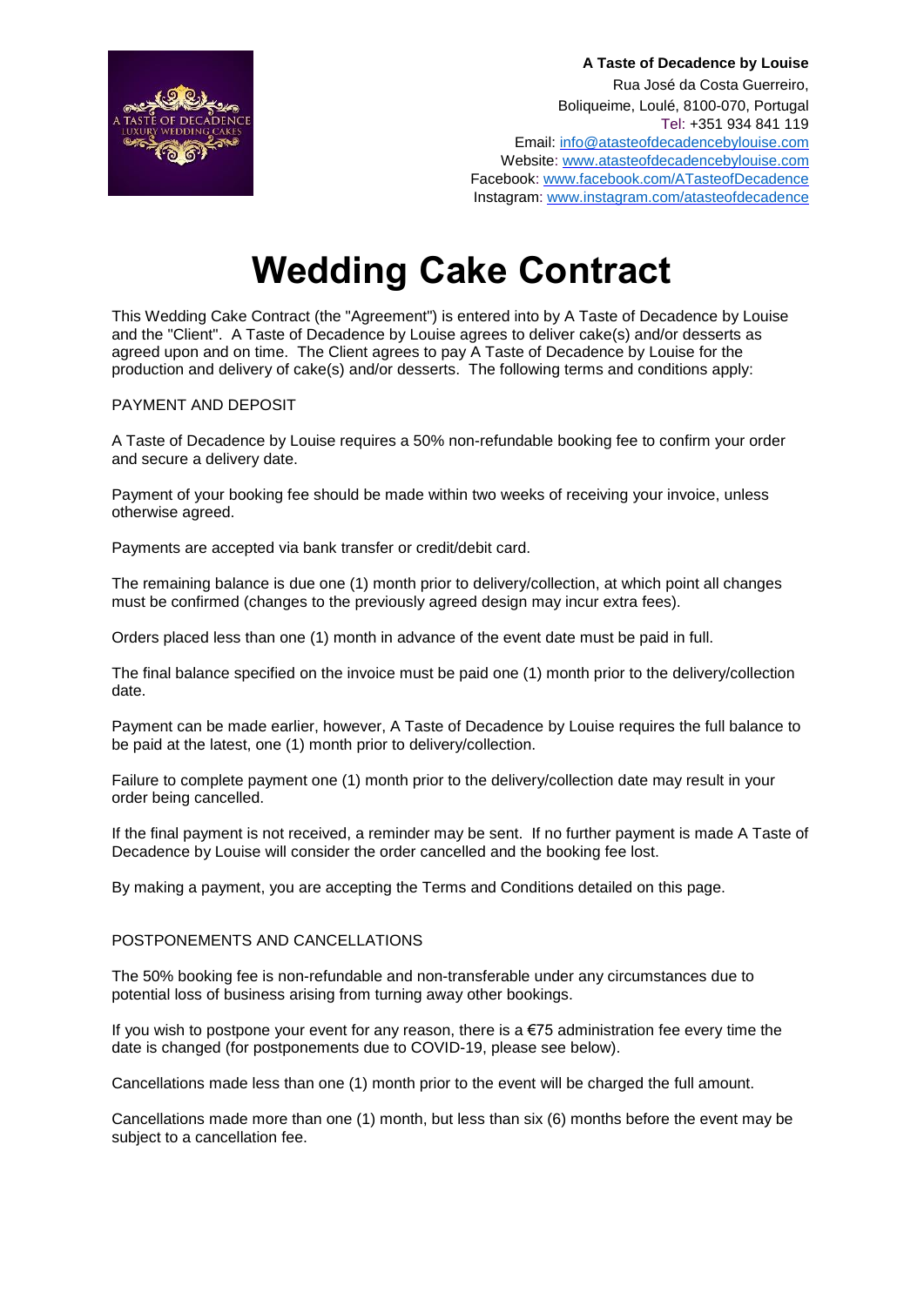**A Taste of Decadence by Louise**
Rua José da Costa Guerreiro,
Boliqueime, Loulé, 8100-070, Portugal
Tel: +351 934 841 119
Email: info@atasteofdecadencebylouise.com
Website: www.atasteofdecadencebylouise.com
Facebook: www.facebook.com/ATasteofDecadence
Instagram: www.instagram.com/atasteofdecadence

# Wedding Cake Contract

This Wedding Cake Contract (the "Agreement") is entered into by A Taste of Decadence by Louise and the "Client". A Taste of Decadence by Louise agrees to deliver cake(s) and/or desserts as agreed upon and on time. The Client agrees to pay A Taste of Decadence by Louise for the production and delivery of cake(s) and/or desserts. The following terms and conditions apply:

## PAYMENT AND DEPOSIT

A Taste of Decadence by Louise requires a 50% non-refundable booking fee to confirm your order and secure a delivery date.

Payment of your booking fee should be made within two weeks of receiving your invoice, unless otherwise agreed.

Payments are accepted via bank transfer or credit/debit card.

The remaining balance is due one (1) month prior to delivery/collection, at which point all changes must be confirmed (changes to the previously agreed design may incur extra fees).

Orders placed less than one (1) month in advance of the event date must be paid in full.

The final balance specified on the invoice must be paid one (1) month prior to the delivery/collection date.

Payment can be made earlier, however, A Taste of Decadence by Louise requires the full balance to be paid at the latest, one (1) month prior to delivery/collection.

Failure to complete payment one (1) month prior to the delivery/collection date may result in your order being cancelled.

If the final payment is not received, a reminder may be sent. If no further payment is made A Taste of Decadence by Louise will consider the order cancelled and the booking fee lost.

By making a payment, you are accepting the Terms and Conditions detailed on this page.

## POSTPONEMENTS AND CANCELLATIONS

The 50% booking fee is non-refundable and non-transferable under any circumstances due to potential loss of business arising from turning away other bookings.

If you wish to postpone your event for any reason, there is a €75 administration fee every time the date is changed (for postponements due to COVID-19, please see below).

Cancellations made less than one (1) month prior to the event will be charged the full amount.

Cancellations made more than one (1) month, but less than six (6) months before the event may be subject to a cancellation fee.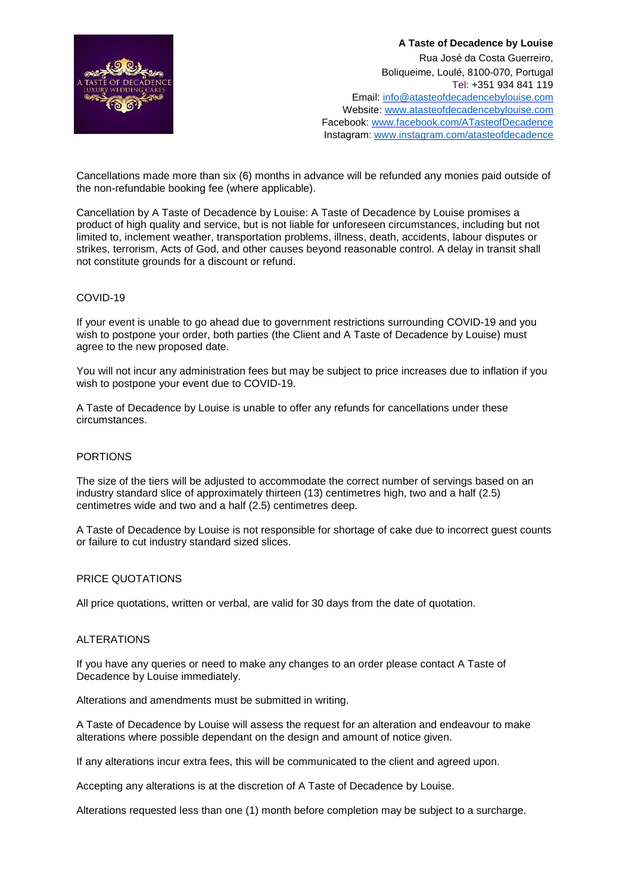Cancellations made more than six (6) months in advance will be refunded any monies paid outside of the non-refundable booking fee (where applicable).

Cancellation by A Taste of Decadence by Louise: A Taste of Decadence by Louise promises a product of high quality and service, but is not liable for unforeseen circumstances, including but not limited to, inclement weather, transportation problems, illness, death, accidents, labour disputes or strikes, terrorism, Acts of God, and other causes beyond reasonable control. A delay in transit shall not constitute grounds for a discount or refund.

## COVID-19

If your event is unable to go ahead due to government restrictions surrounding COVID-19 and you wish to postpone your order, both parties (the Client and A Taste of Decadence by Louise) must agree to the new proposed date.

You will not incur any administration fees but may be subject to price increases due to inflation if you wish to postpone your event due to COVID-19.

A Taste of Decadence by Louise is unable to offer any refunds for cancellations under these circumstances.

## PORTIONS

The size of the tiers will be adjusted to accommodate the correct number of servings based on an industry standard slice of approximately thirteen (13) centimetres high, two and a half (2.5) centimetres wide and two and a half (2.5) centimetres deep.

A Taste of Decadence by Louise is not responsible for shortage of cake due to incorrect guest counts or failure to cut industry standard sized slices.

## PRICE QUOTATIONS

All price quotations, written or verbal, are valid for 30 days from the date of quotation.

## ALTERATIONS

If you have any queries or need to make any changes to an order please contact A Taste of Decadence by Louise immediately.

Alterations and amendments must be submitted in writing.

A Taste of Decadence by Louise will assess the request for an alteration and endeavour to make alterations where possible dependant on the design and amount of notice given.

If any alterations incur extra fees, this will be communicated to the client and agreed upon.

Accepting any alterations is at the discretion of A Taste of Decadence by Louise.

Alterations requested less than one (1) month before completion may be subject to a surcharge.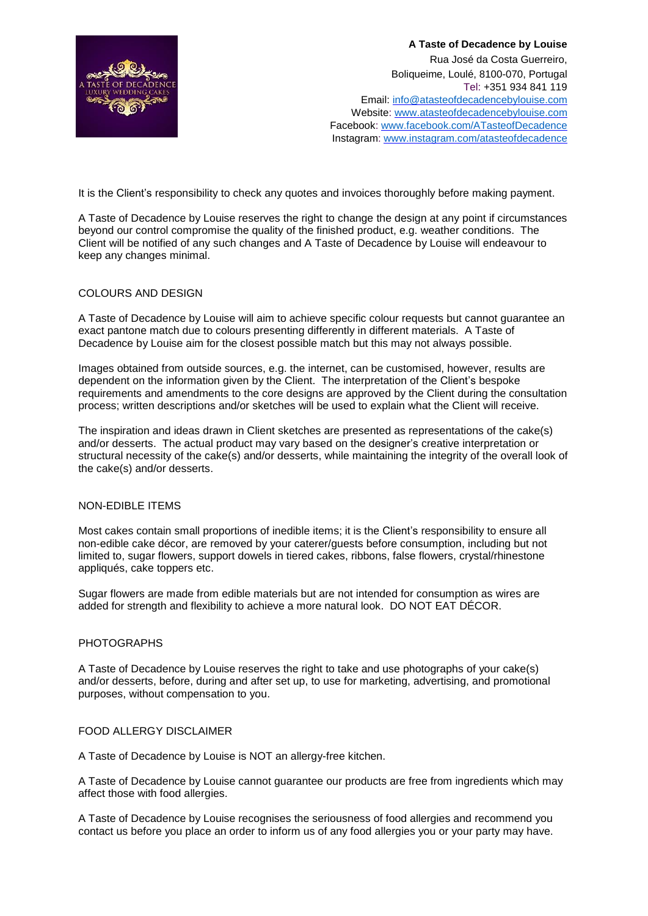**A Taste of Decadence by Louise**
Rua José da Costa Guerreiro,
Boliqueime, Loulé, 8100-070, Portugal
Tel: +351 934 841 119
Email: info@atasteofdecadencebylouise.com
Website: www.atasteofdecadencebylouise.com
Facebook: www.facebook.com/ATasteofDecadence
Instagram: www.instagram.com/atasteofdecadence

It is the Client's responsibility to check any quotes and invoices thoroughly before making payment.

A Taste of Decadence by Louise reserves the right to change the design at any point if circumstances beyond our control compromise the quality of the finished product, e.g. weather conditions. The Client will be notified of any such changes and A Taste of Decadence by Louise will endeavour to keep any changes minimal.

## COLOURS AND DESIGN

A Taste of Decadence by Louise will aim to achieve specific colour requests but cannot guarantee an exact pantone match due to colours presenting differently in different materials. A Taste of Decadence by Louise aim for the closest possible match but this may not always possible.

Images obtained from outside sources, e.g. the internet, can be customised, however, results are dependent on the information given by the Client. The interpretation of the Client's bespoke requirements and amendments to the core designs are approved by the Client during the consultation process; written descriptions and/or sketches will be used to explain what the Client will receive.

The inspiration and ideas drawn in Client sketches are presented as representations of the cake(s) and/or desserts. The actual product may vary based on the designer's creative interpretation or structural necessity of the cake(s) and/or desserts, while maintaining the integrity of the overall look of the cake(s) and/or desserts.

## NON-EDIBLE ITEMS

Most cakes contain small proportions of inedible items; it is the Client's responsibility to ensure all non-edible cake décor, are removed by your caterer/guests before consumption, including but not limited to, sugar flowers, support dowels in tiered cakes, ribbons, false flowers, crystal/rhinestone appliqués, cake toppers etc.

Sugar flowers are made from edible materials but are not intended for consumption as wires are added for strength and flexibility to achieve a more natural look. DO NOT EAT DÉCOR.

## PHOTOGRAPHS

A Taste of Decadence by Louise reserves the right to take and use photographs of your cake(s) and/or desserts, before, during and after set up, to use for marketing, advertising, and promotional purposes, without compensation to you.

## FOOD ALLERGY DISCLAIMER

A Taste of Decadence by Louise is NOT an allergy-free kitchen.

A Taste of Decadence by Louise cannot guarantee our products are free from ingredients which may affect those with food allergies.

A Taste of Decadence by Louise recognises the seriousness of food allergies and recommend you contact us before you place an order to inform us of any food allergies you or your party may have.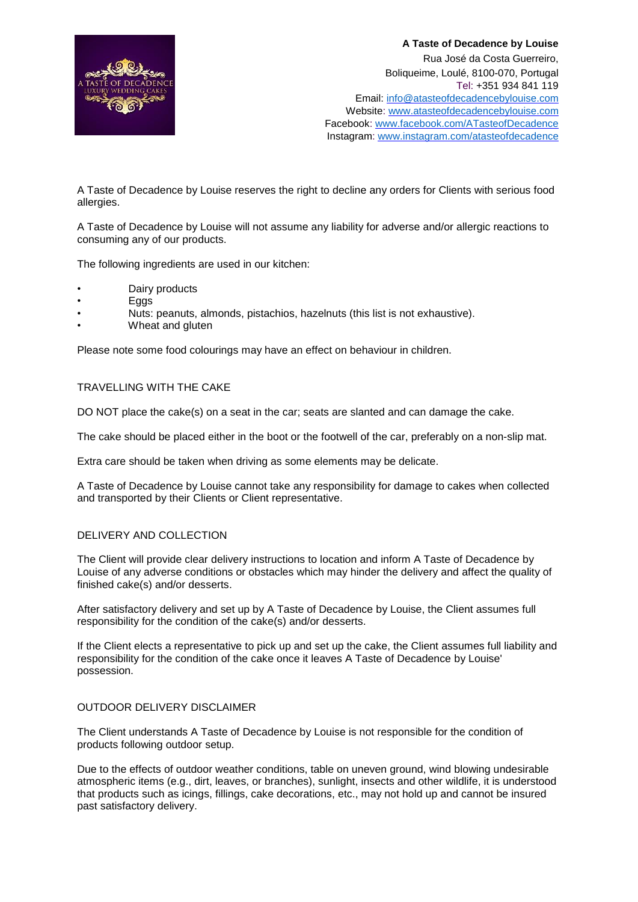**A Taste of Decadence by Louise**
Rua José da Costa Guerreiro,
Boliqueime, Loulé, 8100-070, Portugal
Tel: +351 934 841 119
Email: info@atasteofdecadencebylouise.com
Website: www.atasteofdecadencebylouise.com
Facebook: www.facebook.com/ATasteofDecadence
Instagram: www.instagram.com/atasteofdecadence

A Taste of Decadence by Louise reserves the right to decline any orders for Clients with serious food allergies.

A Taste of Decadence by Louise will not assume any liability for adverse and/or allergic reactions to consuming any of our products.

The following ingredients are used in our kitchen:

- Dairy products
- Eggs
- Nuts: peanuts, almonds, pistachios, hazelnuts (this list is not exhaustive).
- Wheat and gluten

Please note some food colourings may have an effect on behaviour in children.

## TRAVELLING WITH THE CAKE

DO NOT place the cake(s) on a seat in the car; seats are slanted and can damage the cake.

The cake should be placed either in the boot or the footwell of the car, preferably on a non-slip mat.

Extra care should be taken when driving as some elements may be delicate.

A Taste of Decadence by Louise cannot take any responsibility for damage to cakes when collected and transported by their Clients or Client representative.

## DELIVERY AND COLLECTION

The Client will provide clear delivery instructions to location and inform A Taste of Decadence by Louise of any adverse conditions or obstacles which may hinder the delivery and affect the quality of finished cake(s) and/or desserts.

After satisfactory delivery and set up by A Taste of Decadence by Louise, the Client assumes full responsibility for the condition of the cake(s) and/or desserts.

If the Client elects a representative to pick up and set up the cake, the Client assumes full liability and responsibility for the condition of the cake once it leaves A Taste of Decadence by Louise' possession.

## OUTDOOR DELIVERY DISCLAIMER

The Client understands A Taste of Decadence by Louise is not responsible for the condition of products following outdoor setup.

Due to the effects of outdoor weather conditions, table on uneven ground, wind blowing undesirable atmospheric items (e.g., dirt, leaves, or branches), sunlight, insects and other wildlife, it is understood that products such as icings, fillings, cake decorations, etc., may not hold up and cannot be insured past satisfactory delivery.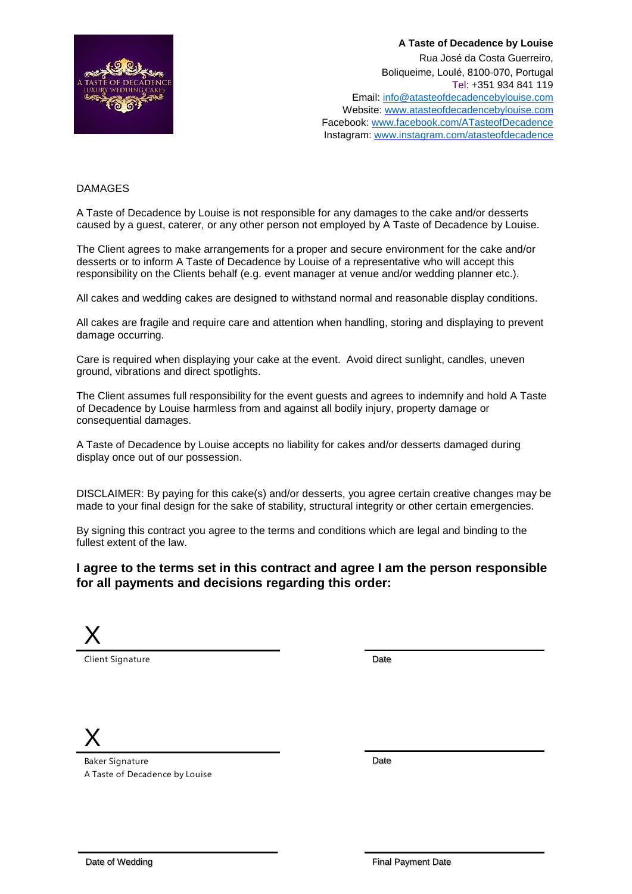**A Taste of Decadence by Louise**
Rua José da Costa Guerreiro,
Boliqueime, Loulé, 8100-070, Portugal
Tel: +351 934 841 119
Email: info@atasteofdecadencebylouise.com
Website: www.atasteofdecadencebylouise.com
Facebook: www.facebook.com/ATasteofDecadence
Instagram: www.instagram.com/atasteofdecadence

DAMAGES

A Taste of Decadence by Louise is not responsible for any damages to the cake and/or desserts caused by a guest, caterer, or any other person not employed by A Taste of Decadence by Louise.

The Client agrees to make arrangements for a proper and secure environment for the cake and/or desserts or to inform A Taste of Decadence by Louise of a representative who will accept this responsibility on the Clients behalf (e.g. event manager at venue and/or wedding planner etc.).

All cakes and wedding cakes are designed to withstand normal and reasonable display conditions.

All cakes are fragile and require care and attention when handling, storing and displaying to prevent damage occurring.

Care is required when displaying your cake at the event. Avoid direct sunlight, candles, uneven ground, vibrations and direct spotlights.

The Client assumes full responsibility for the event guests and agrees to indemnify and hold A Taste of Decadence by Louise harmless from and against all bodily injury, property damage or consequential damages.

A Taste of Decadence by Louise accepts no liability for cakes and/or desserts damaged during display once out of our possession.

DISCLAIMER: By paying for this cake(s) and/or desserts, you agree certain creative changes may be made to your final design for the sake of stability, structural integrity or other certain emergencies.

By signing this contract you agree to the terms and conditions which are legal and binding to the fullest extent of the law.

**I agree to the terms set in this contract and agree I am the person responsible for all payments and decisions regarding this order:**

X ______________________________
Client Signature

______________________________
Date

X ______________________________
Baker Signature
A Taste of Decadence by Louise

______________________________
Date

______________________________
Date of Wedding

______________________________
Final Payment Date